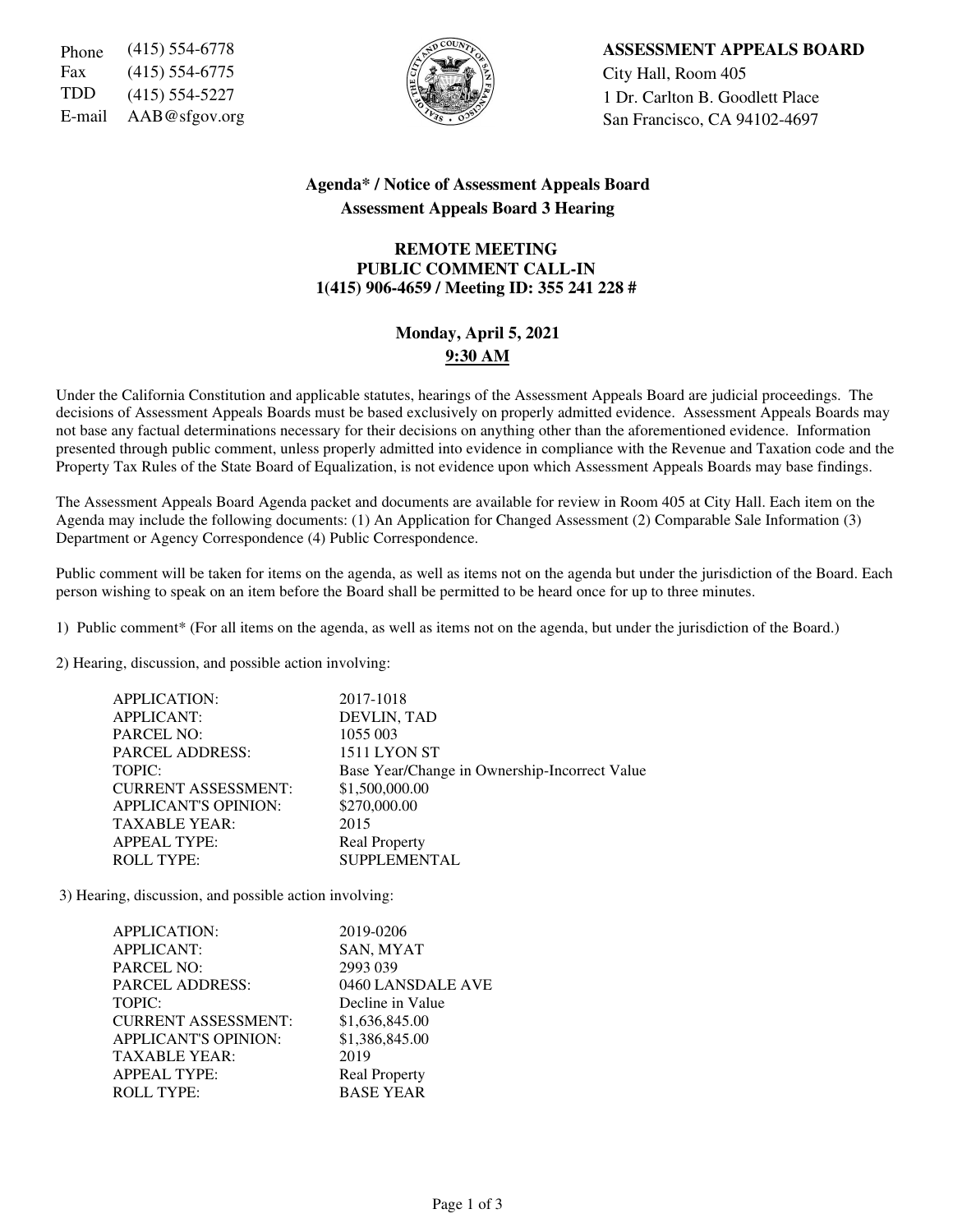Phone (415) 554-6778
Fax (415) 554-6775
TDD (415) 554-5227
E-mail AAB@sfgov.org

**ASSESSMENT APPEALS BOARD**
City Hall, Room 405
1 Dr. Carlton B. Goodlett Place
San Francisco, CA 94102-4697

## Agenda* / Notice of Assessment Appeals Board
## Assessment Appeals Board 3 Hearing

**REMOTE MEETING**
**PUBLIC COMMENT CALL-IN**
**1(415) 906-4659 / Meeting ID: 355 241 228 #**

**Monday, April 5, 2021**
**9:30 AM**

Under the California Constitution and applicable statutes, hearings of the Assessment Appeals Board are judicial proceedings. The decisions of Assessment Appeals Boards must be based exclusively on properly admitted evidence. Assessment Appeals Boards may not base any factual determinations necessary for their decisions on anything other than the aforementioned evidence. Information presented through public comment, unless properly admitted into evidence in compliance with the Revenue and Taxation code and the Property Tax Rules of the State Board of Equalization, is not evidence upon which Assessment Appeals Boards may base findings.

The Assessment Appeals Board Agenda packet and documents are available for review in Room 405 at City Hall. Each item on the Agenda may include the following documents: (1) An Application for Changed Assessment (2) Comparable Sale Information (3) Department or Agency Correspondence (4) Public Correspondence.

Public comment will be taken for items on the agenda, as well as items not on the agenda but under the jurisdiction of the Board. Each person wishing to speak on an item before the Board shall be permitted to be heard once for up to three minutes.

1) Public comment* (For all items on the agenda, as well as items not on the agenda, but under the jurisdiction of the Board.)

2) Hearing, discussion, and possible action involving:

| | |
|---|---|
| APPLICATION: | 2017-1018 |
| APPLICANT: | DEVLIN, TAD |
| PARCEL NO: | 1055 003 |
| PARCEL ADDRESS: | 1511 LYON ST |
| TOPIC: | Base Year/Change in Ownership-Incorrect Value |
| CURRENT ASSESSMENT: | $1,500,000.00 |
| APPLICANT'S OPINION: | $270,000.00 |
| TAXABLE YEAR: | 2015 |
| APPEAL TYPE: | Real Property |
| ROLL TYPE: | SUPPLEMENTAL |

3) Hearing, discussion, and possible action involving:

| | |
|---|---|
| APPLICATION: | 2019-0206 |
| APPLICANT: | SAN, MYAT |
| PARCEL NO: | 2993 039 |
| PARCEL ADDRESS: | 0460 LANSDALE AVE |
| TOPIC: | Decline in Value |
| CURRENT ASSESSMENT: | $1,636,845.00 |
| APPLICANT'S OPINION: | $1,386,845.00 |
| TAXABLE YEAR: | 2019 |
| APPEAL TYPE: | Real Property |
| ROLL TYPE: | BASE YEAR |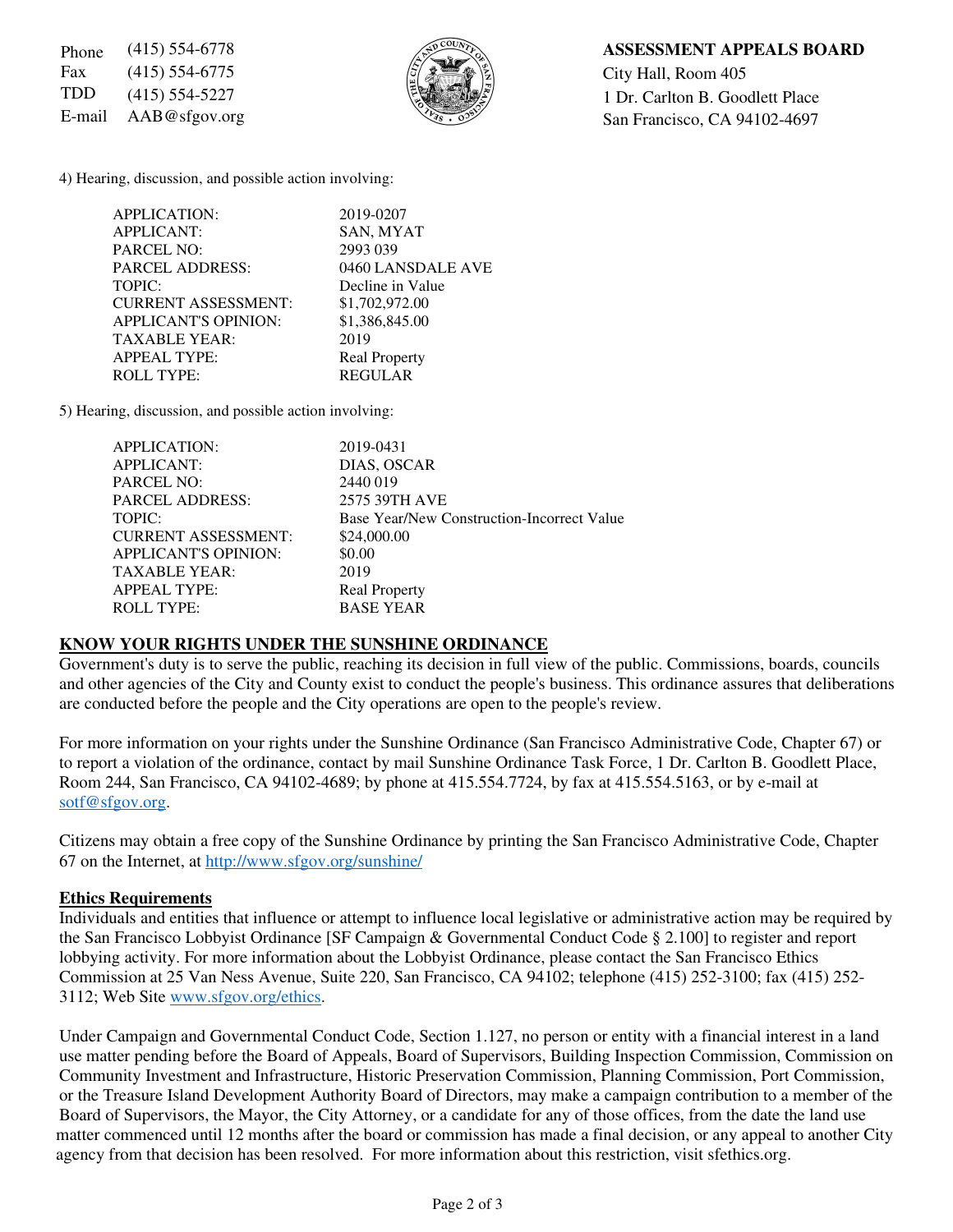Phone (415) 554-6778
Fax (415) 554-6775
TDD (415) 554-5227
E-mail AAB@sfgov.org

**ASSESSMENT APPEALS BOARD**
City Hall, Room 405
1 Dr. Carlton B. Goodlett Place
San Francisco, CA 94102-4697

4) Hearing, discussion, and possible action involving:

| | |
|---|---|
| APPLICATION: | 2019-0207 |
| APPLICANT: | SAN, MYAT |
| PARCEL NO: | 2993 039 |
| PARCEL ADDRESS: | 0460 LANSDALE AVE |
| TOPIC: | Decline in Value |
| CURRENT ASSESSMENT: | $1,702,972.00 |
| APPLICANT'S OPINION: | $1,386,845.00 |
| TAXABLE YEAR: | 2019 |
| APPEAL TYPE: | Real Property |
| ROLL TYPE: | REGULAR |

5) Hearing, discussion, and possible action involving:

| | |
|---|---|
| APPLICATION: | 2019-0431 |
| APPLICANT: | DIAS, OSCAR |
| PARCEL NO: | 2440 019 |
| PARCEL ADDRESS: | 2575 39TH AVE |
| TOPIC: | Base Year/New Construction-Incorrect Value |
| CURRENT ASSESSMENT: | $24,000.00 |
| APPLICANT'S OPINION: | $0.00 |
| TAXABLE YEAR: | 2019 |
| APPEAL TYPE: | Real Property |
| ROLL TYPE: | BASE YEAR |

## KNOW YOUR RIGHTS UNDER THE SUNSHINE ORDINANCE

Government's duty is to serve the public, reaching its decision in full view of the public. Commissions, boards, councils and other agencies of the City and County exist to conduct the people's business. This ordinance assures that deliberations are conducted before the people and the City operations are open to the people's review.

For more information on your rights under the Sunshine Ordinance (San Francisco Administrative Code, Chapter 67) or to report a violation of the ordinance, contact by mail Sunshine Ordinance Task Force, 1 Dr. Carlton B. Goodlett Place, Room 244, San Francisco, CA 94102-4689; by phone at 415.554.7724, by fax at 415.554.5163, or by e-mail at sotf@sfgov.org.

Citizens may obtain a free copy of the Sunshine Ordinance by printing the San Francisco Administrative Code, Chapter 67 on the Internet, at http://www.sfgov.org/sunshine/

## Ethics Requirements

Individuals and entities that influence or attempt to influence local legislative or administrative action may be required by the San Francisco Lobbyist Ordinance [SF Campaign & Governmental Conduct Code § 2.100] to register and report lobbying activity. For more information about the Lobbyist Ordinance, please contact the San Francisco Ethics Commission at 25 Van Ness Avenue, Suite 220, San Francisco, CA 94102; telephone (415) 252-3100; fax (415) 252-3112; Web Site www.sfgov.org/ethics.

Under Campaign and Governmental Conduct Code, Section 1.127, no person or entity with a financial interest in a land use matter pending before the Board of Appeals, Board of Supervisors, Building Inspection Commission, Commission on Community Investment and Infrastructure, Historic Preservation Commission, Planning Commission, Port Commission, or the Treasure Island Development Authority Board of Directors, may make a campaign contribution to a member of the Board of Supervisors, the Mayor, the City Attorney, or a candidate for any of those offices, from the date the land use matter commenced until 12 months after the board or commission has made a final decision, or any appeal to another City agency from that decision has been resolved. For more information about this restriction, visit sfethics.org.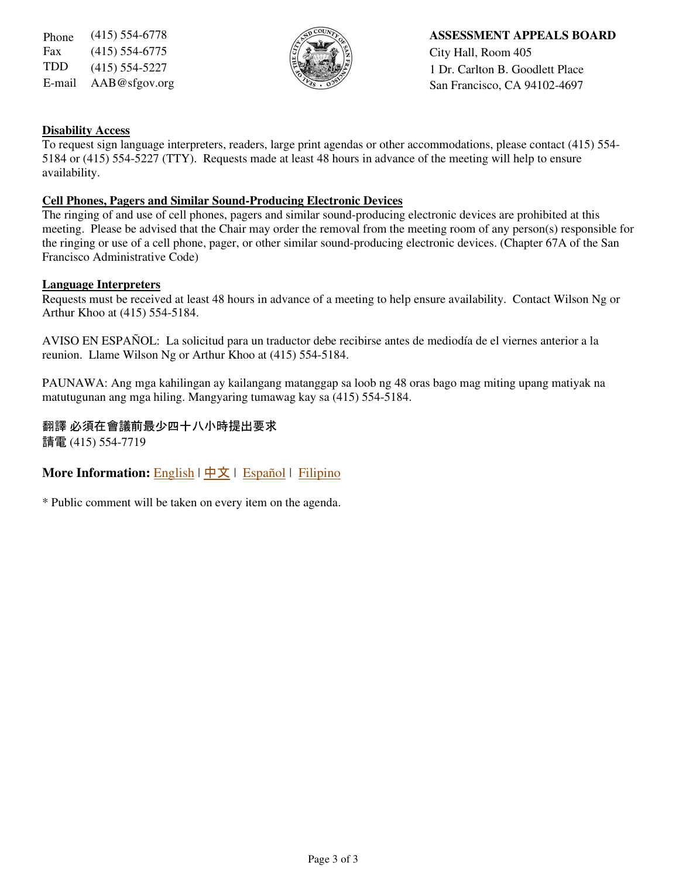Phone (415) 554-6778
Fax (415) 554-6775
TDD (415) 554-5227
E-mail AAB@sfgov.org

**ASSESSMENT APPEALS BOARD**
City Hall, Room 405
1 Dr. Carlton B. Goodlett Place
San Francisco, CA 94102-4697

**Disability Access**
To request sign language interpreters, readers, large print agendas or other accommodations, please contact (415) 554-5184 or (415) 554-5227 (TTY). Requests made at least 48 hours in advance of the meeting will help to ensure availability.

**Cell Phones, Pagers and Similar Sound-Producing Electronic Devices**
The ringing of and use of cell phones, pagers and similar sound-producing electronic devices are prohibited at this meeting. Please be advised that the Chair may order the removal from the meeting room of any person(s) responsible for the ringing or use of a cell phone, pager, or other similar sound-producing electronic devices. (Chapter 67A of the San Francisco Administrative Code)

**Language Interpreters**
Requests must be received at least 48 hours in advance of a meeting to help ensure availability. Contact Wilson Ng or Arthur Khoo at (415) 554-5184.

AVISO EN ESPAÑOL: La solicitud para un traductor debe recibirse antes de mediodía de el viernes anterior a la reunion. Llame Wilson Ng or Arthur Khoo at (415) 554-5184.

PAUNAWA: Ang mga kahilingan ay kailangang matanggap sa loob ng 48 oras bago mag miting upang matiyak na matutugunan ang mga hiling. Mangyaring tumawag kay sa (415) 554-5184.

**翻譯 必須在會議前最少四十八小時提出要求**
**請電** (415) 554-7719

**More Information:** English | 中文 | Español | Filipino

* Public comment will be taken on every item on the agenda.